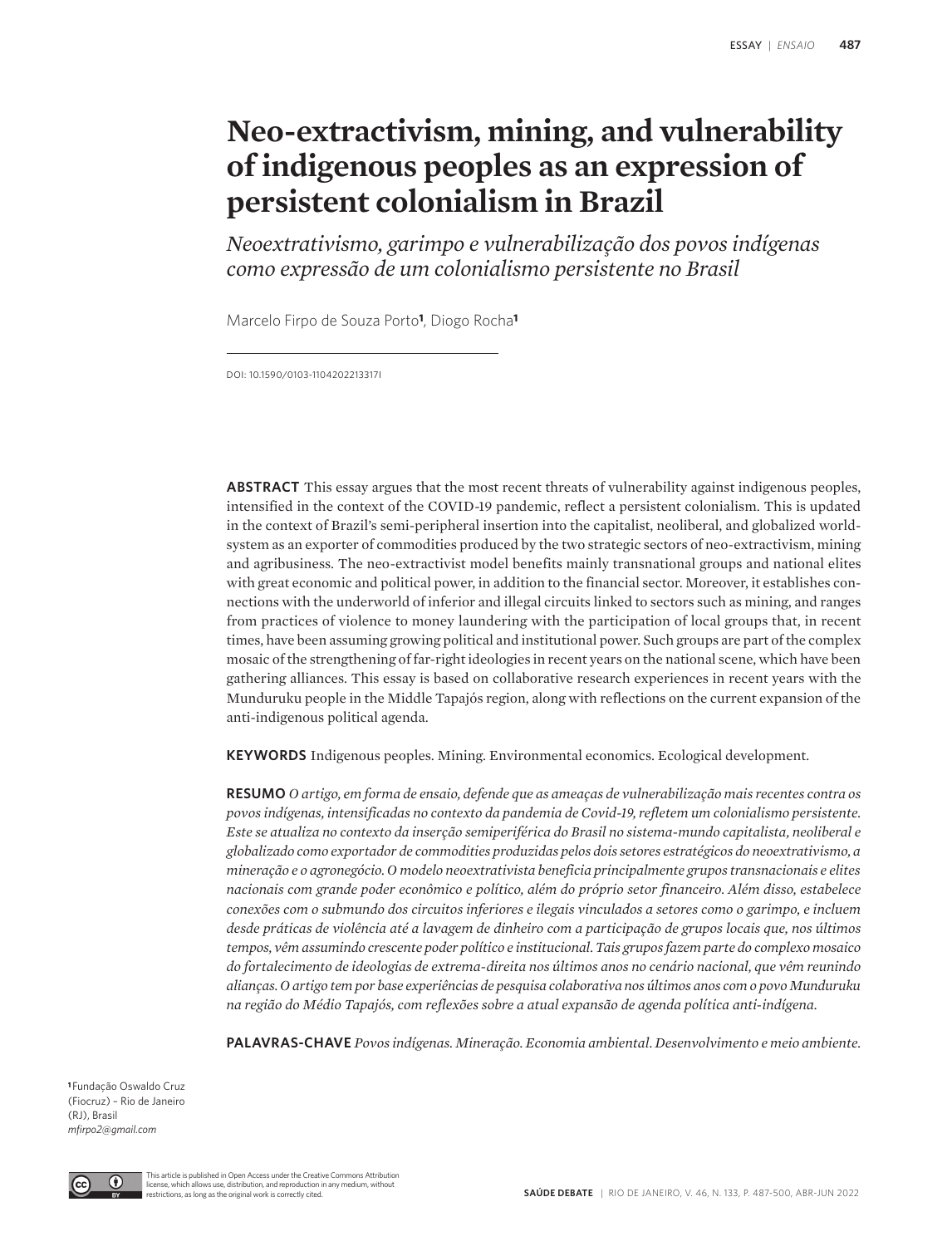# Neo-extractivism, mining, and vulnerability of indigenous peoples as an expression of persistent colonialism in Brazil

*Neoextrativismo, garimpo e vulnerabilização dos povos indígenas como expressão de um colonialismo persistente no Brasil*

Marcelo Firpo de Souza Porto[1], Diogo Rocha[1]

DOI: 10.1590/0103-11042022133171

**ABSTRACT** This essay argues that the most recent threats of vulnerability against indigenous peoples, intensified in the context of the COVID-19 pandemic, reflect a persistent colonialism. This is updated in the context of Brazil's semi-peripheral insertion into the capitalist, neoliberal, and globalized world-system as an exporter of commodities produced by the two strategic sectors of neo-extractivism, mining and agribusiness. The neo-extractivist model benefits mainly transnational groups and national elites with great economic and political power, in addition to the financial sector. Moreover, it establishes connections with the underworld of inferior and illegal circuits linked to sectors such as mining, and ranges from practices of violence to money laundering with the participation of local groups that, in recent times, have been assuming growing political and institutional power. Such groups are part of the complex mosaic of the strengthening of far-right ideologies in recent years on the national scene, which have been gathering alliances. This essay is based on collaborative research experiences in recent years with the Munduruku people in the Middle Tapajós region, along with reflections on the current expansion of the anti-indigenous political agenda.

**KEYWORDS** Indigenous peoples. Mining. Environmental economics. Ecological development.

**RESUMO** *O artigo, em forma de ensaio, defende que as ameaças de vulnerabilização mais recentes contra os povos indígenas, intensificadas no contexto da pandemia de Covid-19, refletem um colonialismo persistente. Este se atualiza no contexto da inserção semiperiférica do Brasil no sistema-mundo capitalista, neoliberal e globalizado como exportador de commodities produzidas pelos dois setores estratégicos do neoextrativismo, a mineração e o agronegócio. O modelo neoextrativista beneficia principalmente grupos transnacionais e elites nacionais com grande poder econômico e político, além do próprio setor financeiro. Além disso, estabelece conexões com o submundo dos circuitos inferiores e ilegais vinculados a setores como o garimpo, e incluem desde práticas de violência até a lavagem de dinheiro com a participação de grupos locais que, nos últimos tempos, vêm assumindo crescente poder político e institucional. Tais grupos fazem parte do complexo mosaico do fortalecimento de ideologias de extrema-direita nos últimos anos no cenário nacional, que vêm reunindo alianças. O artigo tem por base experiências de pesquisa colaborativa nos últimos anos com o povo Munduruku na região do Médio Tapajós, com reflexões sobre a atual expansão de agenda política anti-indígena.*

**PALAVRAS-CHAVE** *Povos indígenas. Mineração. Economia ambiental. Desenvolvimento e meio ambiente.*

[1] Fundação Oswaldo Cruz (Fiocruz) – Rio de Janeiro (RJ), Brasil
*mfirpo2@gmail.com*

This article is published in Open Access under the Creative Commons Attribution license, which allows use, distribution, and reproduction in any medium, without restrictions, as long as the original work is correctly cited.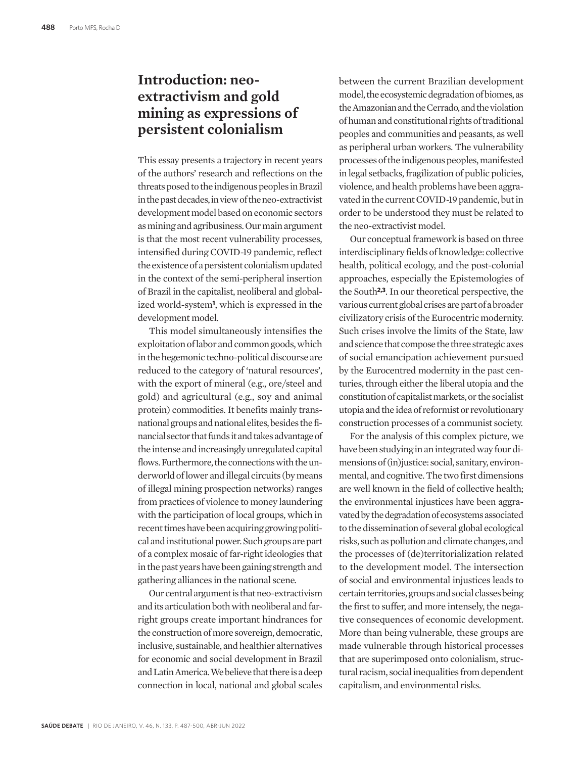## Introduction: neo-extractivism and gold mining as expressions of persistent colonialism

This essay presents a trajectory in recent years of the authors' research and reflections on the threats posed to the indigenous peoples in Brazil in the past decades, in view of the neo-extractivist development model based on economic sectors as mining and agribusiness. Our main argument is that the most recent vulnerability processes, intensified during COVID-19 pandemic, reflect the existence of a persistent colonialism updated in the context of the semi-peripheral insertion of Brazil in the capitalist, neoliberal and globalized world-system[1], which is expressed in the development model.

This model simultaneously intensifies the exploitation of labor and common goods, which in the hegemonic techno-political discourse are reduced to the category of 'natural resources', with the export of mineral (e.g., ore/steel and gold) and agricultural (e.g., soy and animal protein) commodities. It benefits mainly transnational groups and national elites, besides the financial sector that funds it and takes advantage of the intense and increasingly unregulated capital flows. Furthermore, the connections with the underworld of lower and illegal circuits (by means of illegal mining prospection networks) ranges from practices of violence to money laundering with the participation of local groups, which in recent times have been acquiring growing political and institutional power. Such groups are part of a complex mosaic of far-right ideologies that in the past years have been gaining strength and gathering alliances in the national scene.

Our central argument is that neo-extractivism and its articulation both with neoliberal and far-right groups create important hindrances for the construction of more sovereign, democratic, inclusive, sustainable, and healthier alternatives for economic and social development in Brazil and Latin America. We believe that there is a deep connection in local, national and global scales between the current Brazilian development model, the ecosystemic degradation of biomes, as the Amazonian and the Cerrado, and the violation of human and constitutional rights of traditional peoples and communities and peasants, as well as peripheral urban workers. The vulnerability processes of the indigenous peoples, manifested in legal setbacks, fragilization of public policies, violence, and health problems have been aggravated in the current COVID-19 pandemic, but in order to be understood they must be related to the neo-extractivist model.

Our conceptual framework is based on three interdisciplinary fields of knowledge: collective health, political ecology, and the post-colonial approaches, especially the Epistemologies of the South[2,3]. In our theoretical perspective, the various current global crises are part of a broader civilizatory crisis of the Eurocentric modernity. Such crises involve the limits of the State, law and science that compose the three strategic axes of social emancipation achievement pursued by the Eurocentred modernity in the past centuries, through either the liberal utopia and the constitution of capitalist markets, or the socialist utopia and the idea of reformist or revolutionary construction processes of a communist society.

For the analysis of this complex picture, we have been studying in an integrated way four dimensions of (in)justice: social, sanitary, environmental, and cognitive. The two first dimensions are well known in the field of collective health; the environmental injustices have been aggravated by the degradation of ecosystems associated to the dissemination of several global ecological risks, such as pollution and climate changes, and the processes of (de)territorialization related to the development model. The intersection of social and environmental injustices leads to certain territories, groups and social classes being the first to suffer, and more intensely, the negative consequences of economic development. More than being vulnerable, these groups are made vulnerable through historical processes that are superimposed onto colonialism, structural racism, social inequalities from dependent capitalism, and environmental risks.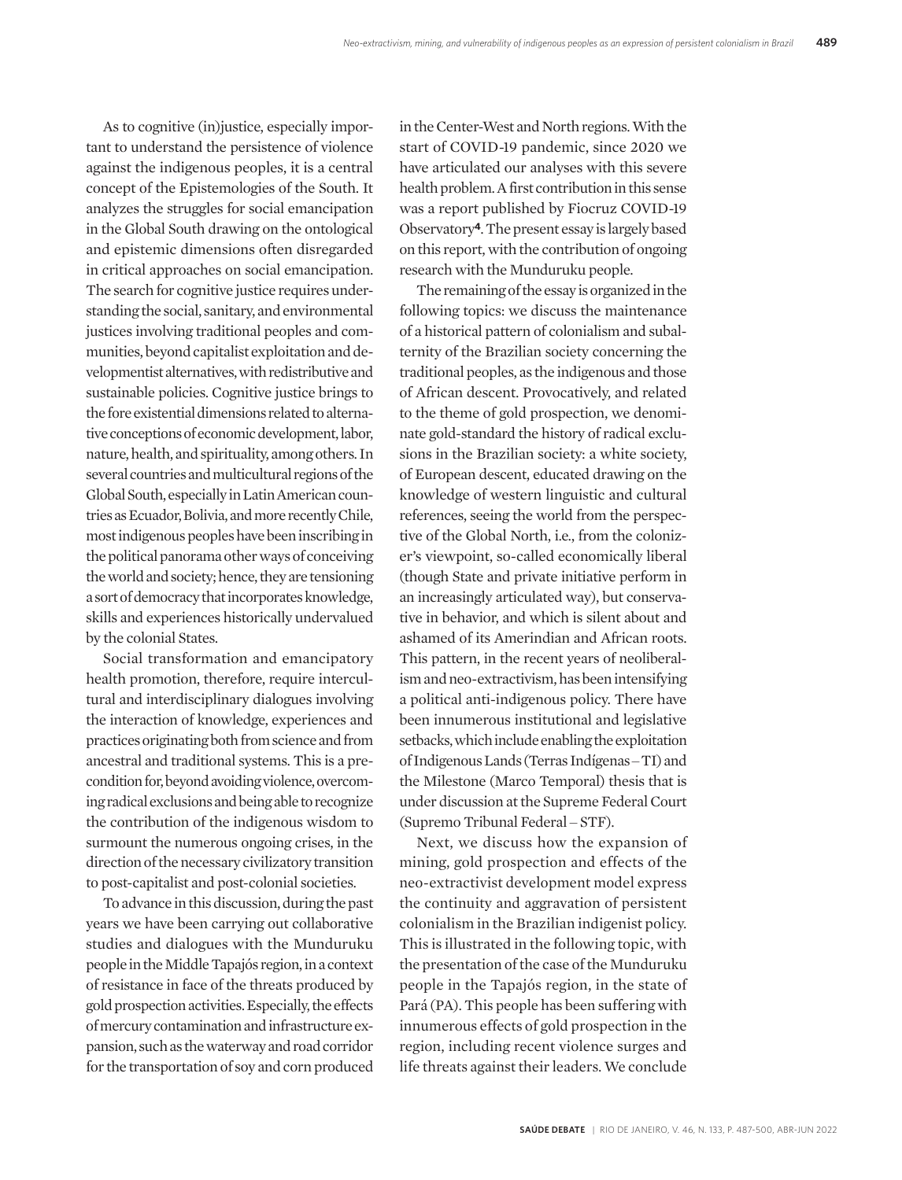As to cognitive (in)justice, especially important to understand the persistence of violence against the indigenous peoples, it is a central concept of the Epistemologies of the South. It analyzes the struggles for social emancipation in the Global South drawing on the ontological and epistemic dimensions often disregarded in critical approaches on social emancipation. The search for cognitive justice requires understanding the social, sanitary, and environmental justices involving traditional peoples and communities, beyond capitalist exploitation and developmentist alternatives, with redistributive and sustainable policies. Cognitive justice brings to the fore existential dimensions related to alternative conceptions of economic development, labor, nature, health, and spirituality, among others. In several countries and multicultural regions of the Global South, especially in Latin American countries as Ecuador, Bolivia, and more recently Chile, most indigenous peoples have been inscribing in the political panorama other ways of conceiving the world and society; hence, they are tensioning a sort of democracy that incorporates knowledge, skills and experiences historically undervalued by the colonial States.

Social transformation and emancipatory health promotion, therefore, require intercultural and interdisciplinary dialogues involving the interaction of knowledge, experiences and practices originating both from science and from ancestral and traditional systems. This is a precondition for, beyond avoiding violence, overcoming radical exclusions and being able to recognize the contribution of the indigenous wisdom to surmount the numerous ongoing crises, in the direction of the necessary civilizatory transition to post-capitalist and post-colonial societies.

To advance in this discussion, during the past years we have been carrying out collaborative studies and dialogues with the Munduruku people in the Middle Tapajós region, in a context of resistance in face of the threats produced by gold prospection activities. Especially, the effects of mercury contamination and infrastructure expansion, such as the waterway and road corridor for the transportation of soy and corn produced in the Center-West and North regions. With the start of COVID-19 pandemic, since 2020 we have articulated our analyses with this severe health problem. A first contribution in this sense was a report published by Fiocruz COVID-19 Observatory[4]. The present essay is largely based on this report, with the contribution of ongoing research with the Munduruku people.

The remaining of the essay is organized in the following topics: we discuss the maintenance of a historical pattern of colonialism and subalternity of the Brazilian society concerning the traditional peoples, as the indigenous and those of African descent. Provocatively, and related to the theme of gold prospection, we denominate gold-standard the history of radical exclusions in the Brazilian society: a white society, of European descent, educated drawing on the knowledge of western linguistic and cultural references, seeing the world from the perspective of the Global North, i.e., from the colonizer's viewpoint, so-called economically liberal (though State and private initiative perform in an increasingly articulated way), but conservative in behavior, and which is silent about and ashamed of its Amerindian and African roots. This pattern, in the recent years of neoliberalism and neo-extractivism, has been intensifying a political anti-indigenous policy. There have been innumerous institutional and legislative setbacks, which include enabling the exploitation of Indigenous Lands (Terras Indígenas – TI) and the Milestone (Marco Temporal) thesis that is under discussion at the Supreme Federal Court (Supremo Tribunal Federal – STF).

Next, we discuss how the expansion of mining, gold prospection and effects of the neo-extractivist development model express the continuity and aggravation of persistent colonialism in the Brazilian indigenist policy. This is illustrated in the following topic, with the presentation of the case of the Munduruku people in the Tapajós region, in the state of Pará (PA). This people has been suffering with innumerous effects of gold prospection in the region, including recent violence surges and life threats against their leaders. We conclude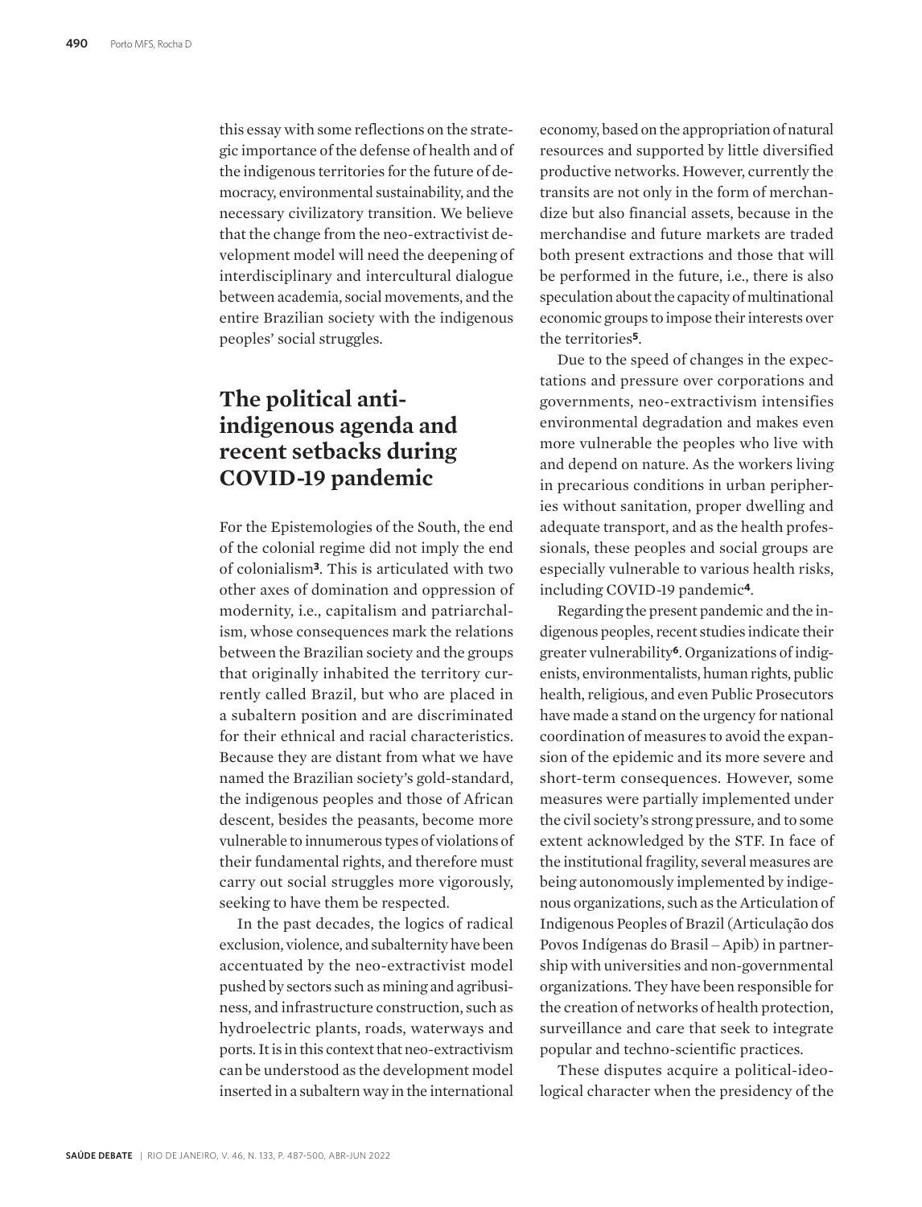this essay with some reflections on the strategic importance of the defense of health and of the indigenous territories for the future of democracy, environmental sustainability, and the necessary civilizatory transition. We believe that the change from the neo-extractivist development model will need the deepening of interdisciplinary and intercultural dialogue between academia, social movements, and the entire Brazilian society with the indigenous peoples' social struggles.

## The political anti-indigenous agenda and recent setbacks during COVID-19 pandemic

For the Epistemologies of the South, the end of the colonial regime did not imply the end of colonialism[3]. This is articulated with two other axes of domination and oppression of modernity, i.e., capitalism and patriarchalism, whose consequences mark the relations between the Brazilian society and the groups that originally inhabited the territory currently called Brazil, but who are placed in a subaltern position and are discriminated for their ethnical and racial characteristics. Because they are distant from what we have named the Brazilian society's gold-standard, the indigenous peoples and those of African descent, besides the peasants, become more vulnerable to innumerous types of violations of their fundamental rights, and therefore must carry out social struggles more vigorously, seeking to have them be respected.

In the past decades, the logics of radical exclusion, violence, and subalternity have been accentuated by the neo-extractivist model pushed by sectors such as mining and agribusiness, and infrastructure construction, such as hydroelectric plants, roads, waterways and ports. It is in this context that neo-extractivism can be understood as the development model inserted in a subaltern way in the international economy, based on the appropriation of natural resources and supported by little diversified productive networks. However, currently the transits are not only in the form of merchandize but also financial assets, because in the merchandise and future markets are traded both present extractions and those that will be performed in the future, i.e., there is also speculation about the capacity of multinational economic groups to impose their interests over the territories[5].

Due to the speed of changes in the expectations and pressure over corporations and governments, neo-extractivism intensifies environmental degradation and makes even more vulnerable the peoples who live with and depend on nature. As the workers living in precarious conditions in urban peripheries without sanitation, proper dwelling and adequate transport, and as the health professionals, these peoples and social groups are especially vulnerable to various health risks, including COVID-19 pandemic[4].

Regarding the present pandemic and the indigenous peoples, recent studies indicate their greater vulnerability[6]. Organizations of indigenists, environmentalists, human rights, public health, religious, and even Public Prosecutors have made a stand on the urgency for national coordination of measures to avoid the expansion of the epidemic and its more severe and short-term consequences. However, some measures were partially implemented under the civil society's strong pressure, and to some extent acknowledged by the STF. In face of the institutional fragility, several measures are being autonomously implemented by indigenous organizations, such as the Articulation of Indigenous Peoples of Brazil (Articulação dos Povos Indígenas do Brasil – Apib) in partnership with universities and non-governmental organizations. They have been responsible for the creation of networks of health protection, surveillance and care that seek to integrate popular and techno-scientific practices.

These disputes acquire a political-ideological character when the presidency of the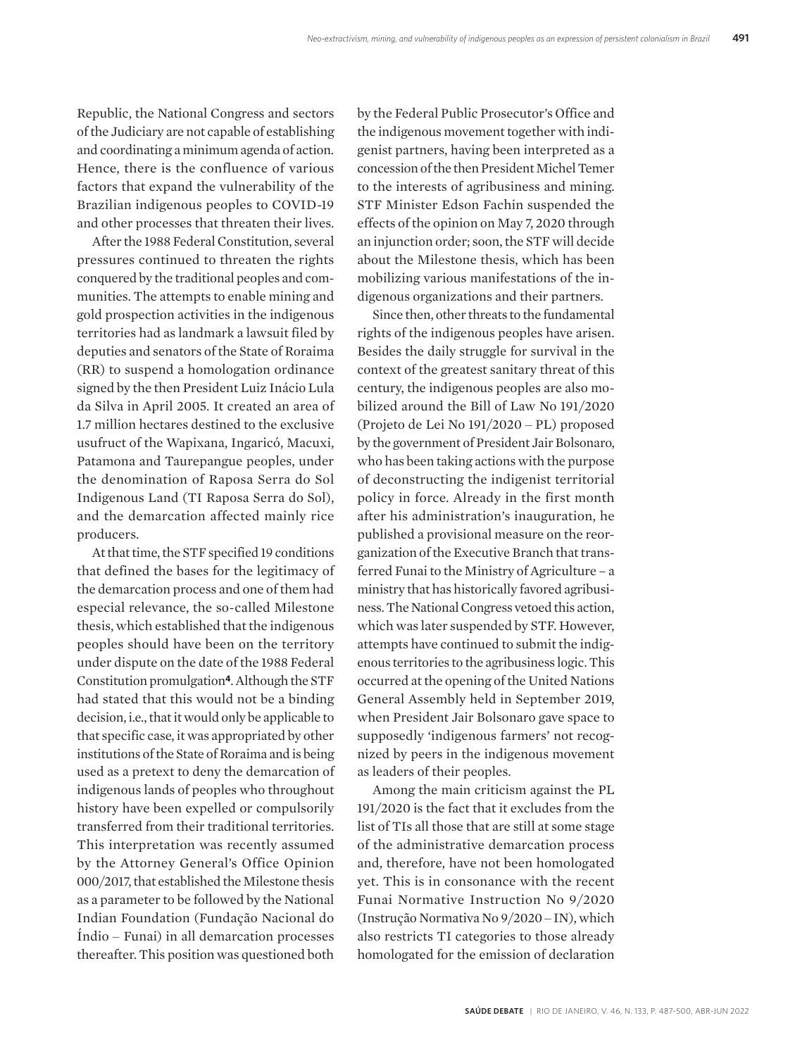Republic, the National Congress and sectors of the Judiciary are not capable of establishing and coordinating a minimum agenda of action. Hence, there is the confluence of various factors that expand the vulnerability of the Brazilian indigenous peoples to COVID-19 and other processes that threaten their lives.

After the 1988 Federal Constitution, several pressures continued to threaten the rights conquered by the traditional peoples and communities. The attempts to enable mining and gold prospection activities in the indigenous territories had as landmark a lawsuit filed by deputies and senators of the State of Roraima (RR) to suspend a homologation ordinance signed by the then President Luiz Inácio Lula da Silva in April 2005. It created an area of 1.7 million hectares destined to the exclusive usufruct of the Wapixana, Ingaricó, Macuxi, Patamona and Taurepangue peoples, under the denomination of Raposa Serra do Sol Indigenous Land (TI Raposa Serra do Sol), and the demarcation affected mainly rice producers.

At that time, the STF specified 19 conditions that defined the bases for the legitimacy of the demarcation process and one of them had especial relevance, the so-called Milestone thesis, which established that the indigenous peoples should have been on the territory under dispute on the date of the 1988 Federal Constitution promulgation[4]. Although the STF had stated that this would not be a binding decision, i.e., that it would only be applicable to that specific case, it was appropriated by other institutions of the State of Roraima and is being used as a pretext to deny the demarcation of indigenous lands of peoples who throughout history have been expelled or compulsorily transferred from their traditional territories. This interpretation was recently assumed by the Attorney General's Office Opinion 000/2017, that established the Milestone thesis as a parameter to be followed by the National Indian Foundation (Fundação Nacional do Índio – Funai) in all demarcation processes thereafter. This position was questioned both by the Federal Public Prosecutor's Office and the indigenous movement together with indigenist partners, having been interpreted as a concession of the then President Michel Temer to the interests of agribusiness and mining. STF Minister Edson Fachin suspended the effects of the opinion on May 7, 2020 through an injunction order; soon, the STF will decide about the Milestone thesis, which has been mobilizing various manifestations of the indigenous organizations and their partners.

Since then, other threats to the fundamental rights of the indigenous peoples have arisen. Besides the daily struggle for survival in the context of the greatest sanitary threat of this century, the indigenous peoples are also mobilized around the Bill of Law No 191/2020 (Projeto de Lei No 191/2020 – PL) proposed by the government of President Jair Bolsonaro, who has been taking actions with the purpose of deconstructing the indigenist territorial policy in force. Already in the first month after his administration's inauguration, he published a provisional measure on the reorganization of the Executive Branch that transferred Funai to the Ministry of Agriculture – a ministry that has historically favored agribusiness. The National Congress vetoed this action, which was later suspended by STF. However, attempts have continued to submit the indigenous territories to the agribusiness logic. This occurred at the opening of the United Nations General Assembly held in September 2019, when President Jair Bolsonaro gave space to supposedly 'indigenous farmers' not recognized by peers in the indigenous movement as leaders of their peoples.

Among the main criticism against the PL 191/2020 is the fact that it excludes from the list of TIs all those that are still at some stage of the administrative demarcation process and, therefore, have not been homologated yet. This is in consonance with the recent Funai Normative Instruction No 9/2020 (Instrução Normativa No 9/2020 – IN), which also restricts TI categories to those already homologated for the emission of declaration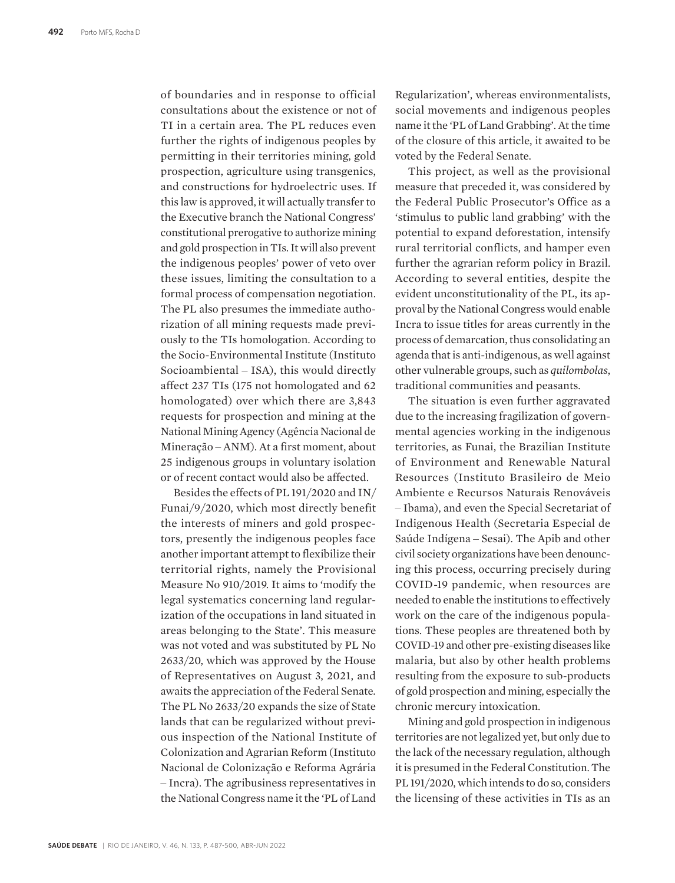of boundaries and in response to official consultations about the existence or not of TI in a certain area. The PL reduces even further the rights of indigenous peoples by permitting in their territories mining, gold prospection, agriculture using transgenics, and constructions for hydroelectric uses. If this law is approved, it will actually transfer to the Executive branch the National Congress' constitutional prerogative to authorize mining and gold prospection in TIs. It will also prevent the indigenous peoples' power of veto over these issues, limiting the consultation to a formal process of compensation negotiation. The PL also presumes the immediate authorization of all mining requests made previously to the TIs homologation. According to the Socio-Environmental Institute (Instituto Socioambiental – ISA), this would directly affect 237 TIs (175 not homologated and 62 homologated) over which there are 3,843 requests for prospection and mining at the National Mining Agency (Agência Nacional de Mineração – ANM). At a first moment, about 25 indigenous groups in voluntary isolation or of recent contact would also be affected.

Besides the effects of PL 191/2020 and IN/Funai/9/2020, which most directly benefit the interests of miners and gold prospectors, presently the indigenous peoples face another important attempt to flexibilize their territorial rights, namely the Provisional Measure No 910/2019. It aims to 'modify the legal systematics concerning land regularization of the occupations in land situated in areas belonging to the State'. This measure was not voted and was substituted by PL No 2633/20, which was approved by the House of Representatives on August 3, 2021, and awaits the appreciation of the Federal Senate. The PL No 2633/20 expands the size of State lands that can be regularized without previous inspection of the National Institute of Colonization and Agrarian Reform (Instituto Nacional de Colonização e Reforma Agrária – Incra). The agribusiness representatives in the National Congress name it the 'PL of Land Regularization', whereas environmentalists, social movements and indigenous peoples name it the 'PL of Land Grabbing'. At the time of the closure of this article, it awaited to be voted by the Federal Senate.

This project, as well as the provisional measure that preceded it, was considered by the Federal Public Prosecutor's Office as a 'stimulus to public land grabbing' with the potential to expand deforestation, intensify rural territorial conflicts, and hamper even further the agrarian reform policy in Brazil. According to several entities, despite the evident unconstitutionality of the PL, its approval by the National Congress would enable Incra to issue titles for areas currently in the process of demarcation, thus consolidating an agenda that is anti-indigenous, as well against other vulnerable groups, such as *quilombolas*, traditional communities and peasants.

The situation is even further aggravated due to the increasing fragilization of governmental agencies working in the indigenous territories, as Funai, the Brazilian Institute of Environment and Renewable Natural Resources (Instituto Brasileiro de Meio Ambiente e Recursos Naturais Renováveis – Ibama), and even the Special Secretariat of Indigenous Health (Secretaria Especial de Saúde Indígena – Sesai). The Apib and other civil society organizations have been denouncing this process, occurring precisely during COVID-19 pandemic, when resources are needed to enable the institutions to effectively work on the care of the indigenous populations. These peoples are threatened both by COVID-19 and other pre-existing diseases like malaria, but also by other health problems resulting from the exposure to sub-products of gold prospection and mining, especially the chronic mercury intoxication.

Mining and gold prospection in indigenous territories are not legalized yet, but only due to the lack of the necessary regulation, although it is presumed in the Federal Constitution. The PL 191/2020, which intends to do so, considers the licensing of these activities in TIs as an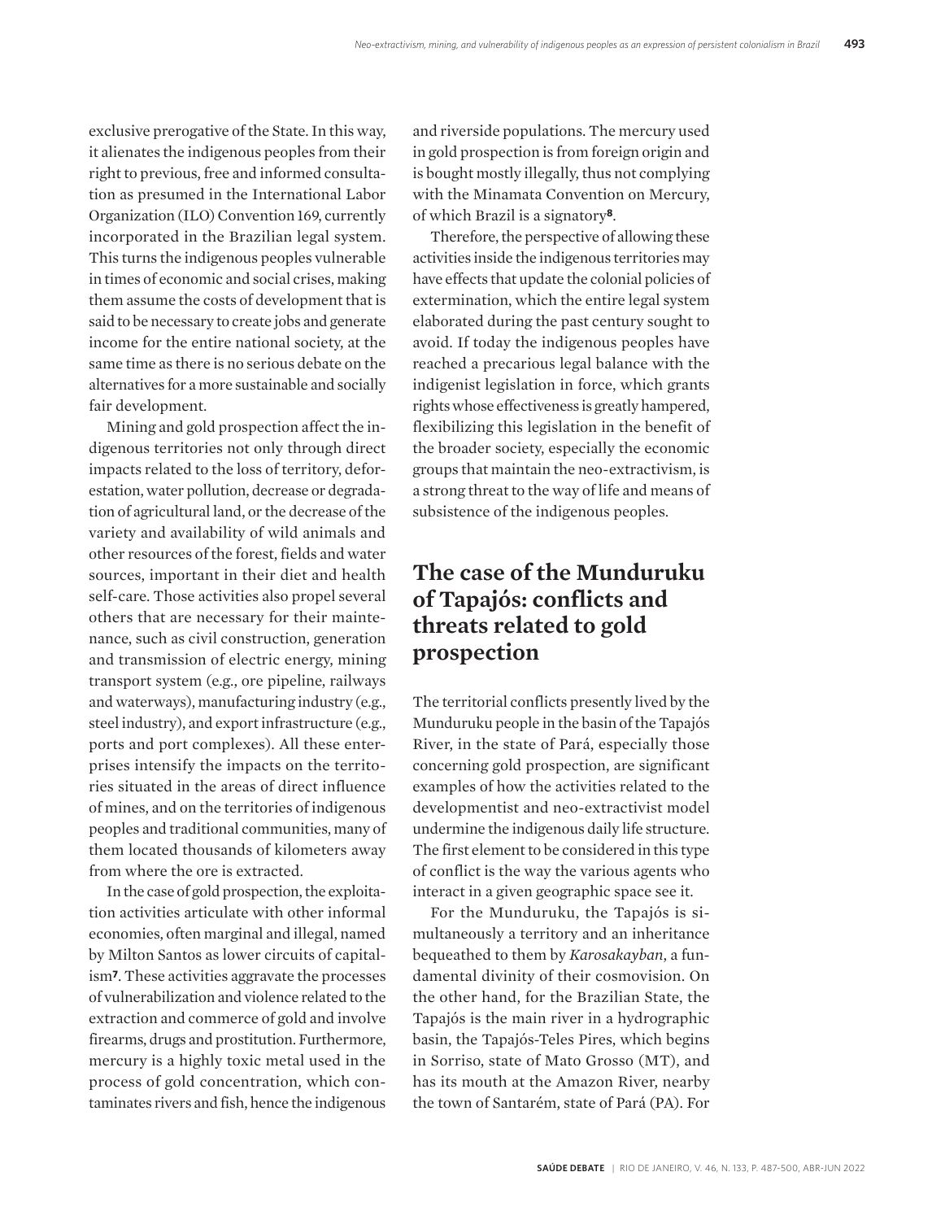exclusive prerogative of the State. In this way, it alienates the indigenous peoples from their right to previous, free and informed consultation as presumed in the International Labor Organization (ILO) Convention 169, currently incorporated in the Brazilian legal system. This turns the indigenous peoples vulnerable in times of economic and social crises, making them assume the costs of development that is said to be necessary to create jobs and generate income for the entire national society, at the same time as there is no serious debate on the alternatives for a more sustainable and socially fair development.

Mining and gold prospection affect the indigenous territories not only through direct impacts related to the loss of territory, deforestation, water pollution, decrease or degradation of agricultural land, or the decrease of the variety and availability of wild animals and other resources of the forest, fields and water sources, important in their diet and health self-care. Those activities also propel several others that are necessary for their maintenance, such as civil construction, generation and transmission of electric energy, mining transport system (e.g., ore pipeline, railways and waterways), manufacturing industry (e.g., steel industry), and export infrastructure (e.g., ports and port complexes). All these enterprises intensify the impacts on the territories situated in the areas of direct influence of mines, and on the territories of indigenous peoples and traditional communities, many of them located thousands of kilometers away from where the ore is extracted.

In the case of gold prospection, the exploitation activities articulate with other informal economies, often marginal and illegal, named by Milton Santos as lower circuits of capitalism[7]. These activities aggravate the processes of vulnerabilization and violence related to the extraction and commerce of gold and involve firearms, drugs and prostitution. Furthermore, mercury is a highly toxic metal used in the process of gold concentration, which contaminates rivers and fish, hence the indigenous and riverside populations. The mercury used in gold prospection is from foreign origin and is bought mostly illegally, thus not complying with the Minamata Convention on Mercury, of which Brazil is a signatory[8].

Therefore, the perspective of allowing these activities inside the indigenous territories may have effects that update the colonial policies of extermination, which the entire legal system elaborated during the past century sought to avoid. If today the indigenous peoples have reached a precarious legal balance with the indigenist legislation in force, which grants rights whose effectiveness is greatly hampered, flexibilizing this legislation in the benefit of the broader society, especially the economic groups that maintain the neo-extractivism, is a strong threat to the way of life and means of subsistence of the indigenous peoples.

## The case of the Munduruku of Tapajós: conflicts and threats related to gold prospection

The territorial conflicts presently lived by the Munduruku people in the basin of the Tapajós River, in the state of Pará, especially those concerning gold prospection, are significant examples of how the activities related to the developmentist and neo-extractivist model undermine the indigenous daily life structure. The first element to be considered in this type of conflict is the way the various agents who interact in a given geographic space see it.

For the Munduruku, the Tapajós is simultaneously a territory and an inheritance bequeathed to them by *Karosakayban*, a fundamental divinity of their cosmovision. On the other hand, for the Brazilian State, the Tapajós is the main river in a hydrographic basin, the Tapajós-Teles Pires, which begins in Sorriso, state of Mato Grosso (MT), and has its mouth at the Amazon River, nearby the town of Santarém, state of Pará (PA). For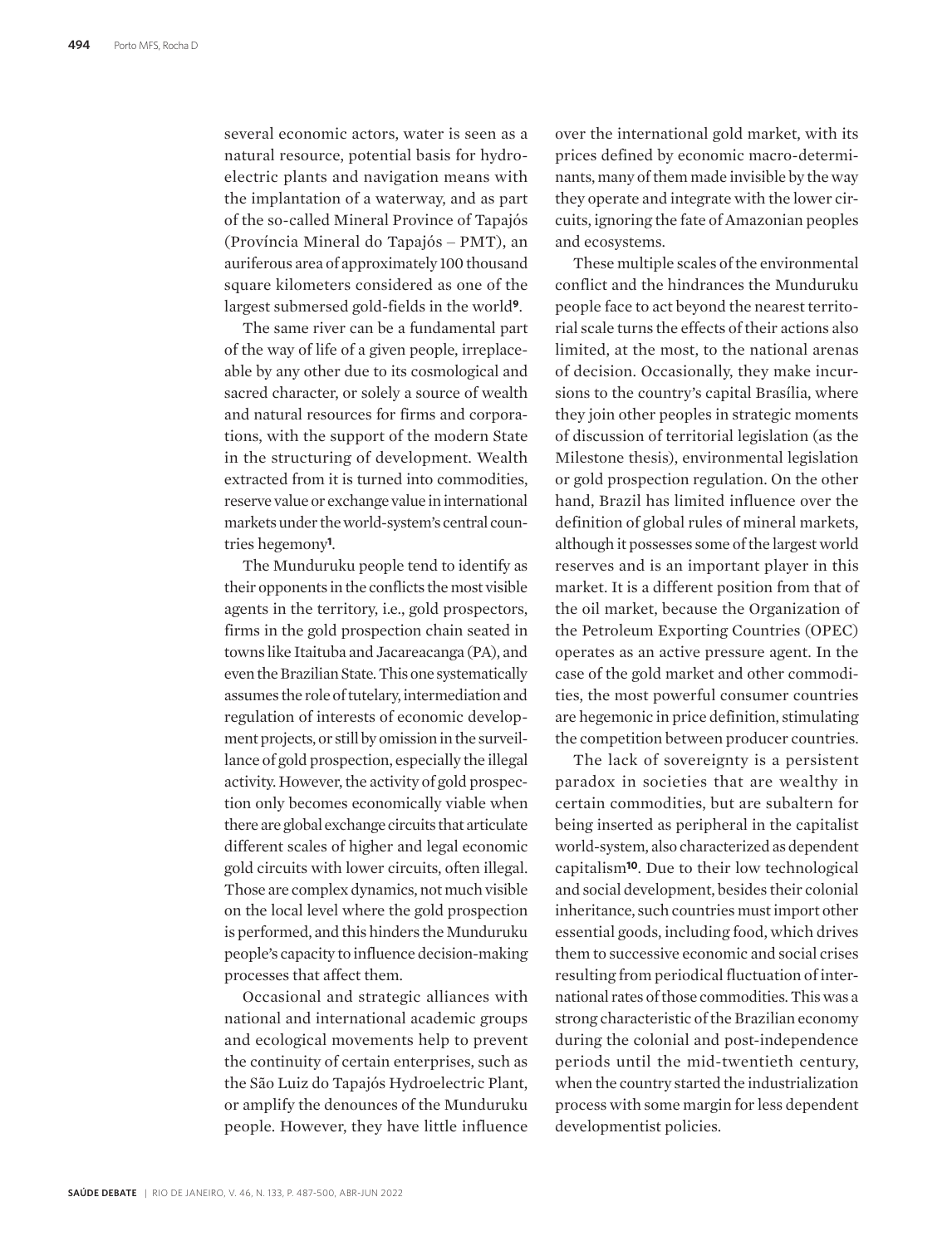several economic actors, water is seen as a natural resource, potential basis for hydroelectric plants and navigation means with the implantation of a waterway, and as part of the so-called Mineral Province of Tapajós (Província Mineral do Tapajós – PMT), an auriferous area of approximately 100 thousand square kilometers considered as one of the largest submersed gold-fields in the world[9].

The same river can be a fundamental part of the way of life of a given people, irreplaceable by any other due to its cosmological and sacred character, or solely a source of wealth and natural resources for firms and corporations, with the support of the modern State in the structuring of development. Wealth extracted from it is turned into commodities, reserve value or exchange value in international markets under the world-system's central countries hegemony[1].

The Munduruku people tend to identify as their opponents in the conflicts the most visible agents in the territory, i.e., gold prospectors, firms in the gold prospection chain seated in towns like Itaituba and Jacareacanga (PA), and even the Brazilian State. This one systematically assumes the role of tutelary, intermediation and regulation of interests of economic development projects, or still by omission in the surveillance of gold prospection, especially the illegal activity. However, the activity of gold prospection only becomes economically viable when there are global exchange circuits that articulate different scales of higher and legal economic gold circuits with lower circuits, often illegal. Those are complex dynamics, not much visible on the local level where the gold prospection is performed, and this hinders the Munduruku people's capacity to influence decision-making processes that affect them.

Occasional and strategic alliances with national and international academic groups and ecological movements help to prevent the continuity of certain enterprises, such as the São Luiz do Tapajós Hydroelectric Plant, or amplify the denounces of the Munduruku people. However, they have little influence over the international gold market, with its prices defined by economic macro-determinants, many of them made invisible by the way they operate and integrate with the lower circuits, ignoring the fate of Amazonian peoples and ecosystems.

These multiple scales of the environmental conflict and the hindrances the Munduruku people face to act beyond the nearest territorial scale turns the effects of their actions also limited, at the most, to the national arenas of decision. Occasionally, they make incursions to the country's capital Brasília, where they join other peoples in strategic moments of discussion of territorial legislation (as the Milestone thesis), environmental legislation or gold prospection regulation. On the other hand, Brazil has limited influence over the definition of global rules of mineral markets, although it possesses some of the largest world reserves and is an important player in this market. It is a different position from that of the oil market, because the Organization of the Petroleum Exporting Countries (OPEC) operates as an active pressure agent. In the case of the gold market and other commodities, the most powerful consumer countries are hegemonic in price definition, stimulating the competition between producer countries.

The lack of sovereignty is a persistent paradox in societies that are wealthy in certain commodities, but are subaltern for being inserted as peripheral in the capitalist world-system, also characterized as dependent capitalism[10]. Due to their low technological and social development, besides their colonial inheritance, such countries must import other essential goods, including food, which drives them to successive economic and social crises resulting from periodical fluctuation of international rates of those commodities. This was a strong characteristic of the Brazilian economy during the colonial and post-independence periods until the mid-twentieth century, when the country started the industrialization process with some margin for less dependent developmentist policies.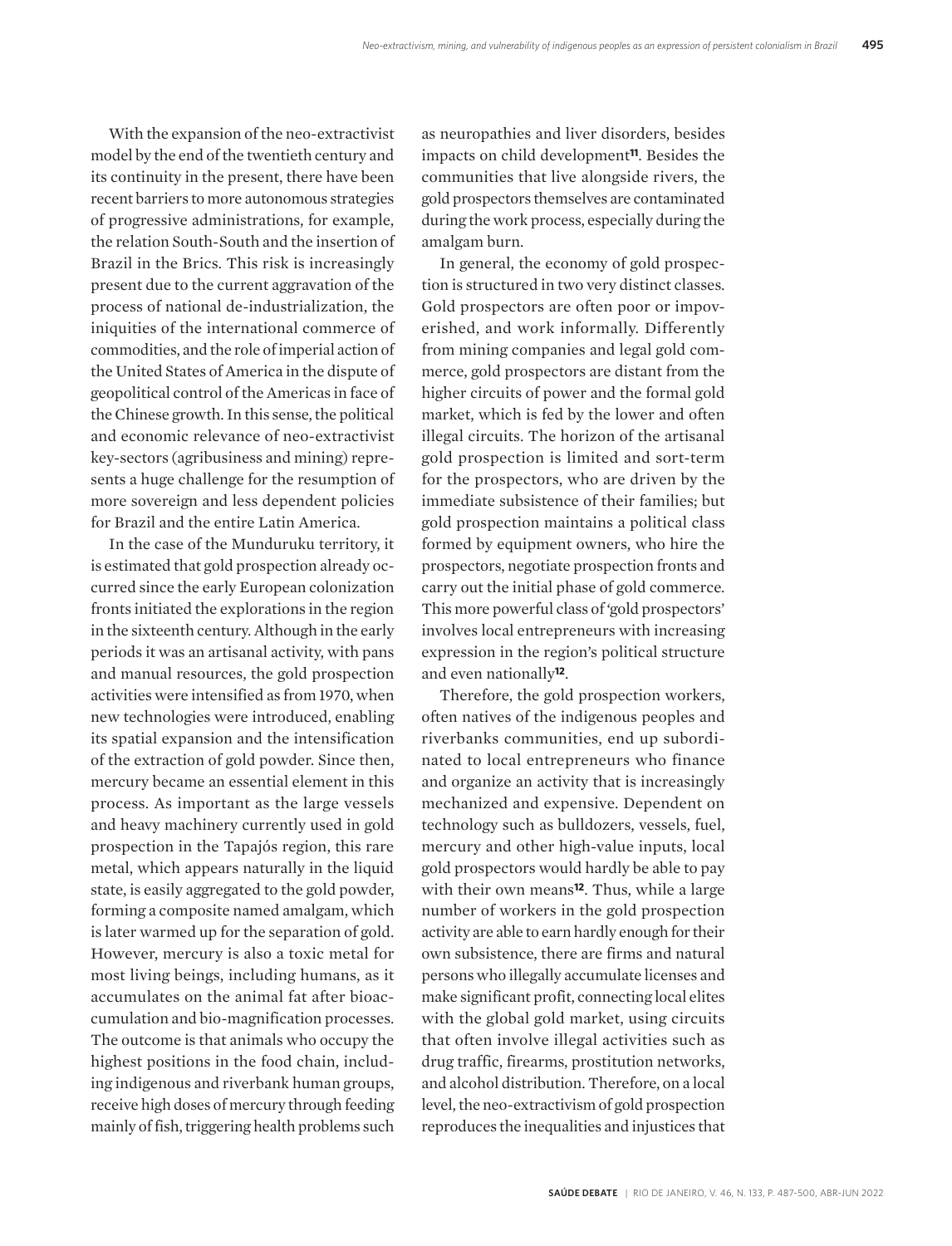With the expansion of the neo-extractivist model by the end of the twentieth century and its continuity in the present, there have been recent barriers to more autonomous strategies of progressive administrations, for example, the relation South-South and the insertion of Brazil in the Brics. This risk is increasingly present due to the current aggravation of the process of national de-industrialization, the iniquities of the international commerce of commodities, and the role of imperial action of the United States of America in the dispute of geopolitical control of the Americas in face of the Chinese growth. In this sense, the political and economic relevance of neo-extractivist key-sectors (agribusiness and mining) represents a huge challenge for the resumption of more sovereign and less dependent policies for Brazil and the entire Latin America.

In the case of the Munduruku territory, it is estimated that gold prospection already occurred since the early European colonization fronts initiated the explorations in the region in the sixteenth century. Although in the early periods it was an artisanal activity, with pans and manual resources, the gold prospection activities were intensified as from 1970, when new technologies were introduced, enabling its spatial expansion and the intensification of the extraction of gold powder. Since then, mercury became an essential element in this process. As important as the large vessels and heavy machinery currently used in gold prospection in the Tapajós region, this rare metal, which appears naturally in the liquid state, is easily aggregated to the gold powder, forming a composite named amalgam, which is later warmed up for the separation of gold. However, mercury is also a toxic metal for most living beings, including humans, as it accumulates on the animal fat after bioaccumulation and bio-magnification processes. The outcome is that animals who occupy the highest positions in the food chain, including indigenous and riverbank human groups, receive high doses of mercury through feeding mainly of fish, triggering health problems such as neuropathies and liver disorders, besides impacts on child development[11]. Besides the communities that live alongside rivers, the gold prospectors themselves are contaminated during the work process, especially during the amalgam burn.

In general, the economy of gold prospection is structured in two very distinct classes. Gold prospectors are often poor or impoverished, and work informally. Differently from mining companies and legal gold commerce, gold prospectors are distant from the higher circuits of power and the formal gold market, which is fed by the lower and often illegal circuits. The horizon of the artisanal gold prospection is limited and sort-term for the prospectors, who are driven by the immediate subsistence of their families; but gold prospection maintains a political class formed by equipment owners, who hire the prospectors, negotiate prospection fronts and carry out the initial phase of gold commerce. This more powerful class of 'gold prospectors' involves local entrepreneurs with increasing expression in the region's political structure and even nationally[12].

Therefore, the gold prospection workers, often natives of the indigenous peoples and riverbanks communities, end up subordinated to local entrepreneurs who finance and organize an activity that is increasingly mechanized and expensive. Dependent on technology such as bulldozers, vessels, fuel, mercury and other high-value inputs, local gold prospectors would hardly be able to pay with their own means[12]. Thus, while a large number of workers in the gold prospection activity are able to earn hardly enough for their own subsistence, there are firms and natural persons who illegally accumulate licenses and make significant profit, connecting local elites with the global gold market, using circuits that often involve illegal activities such as drug traffic, firearms, prostitution networks, and alcohol distribution. Therefore, on a local level, the neo-extractivism of gold prospection reproduces the inequalities and injustices that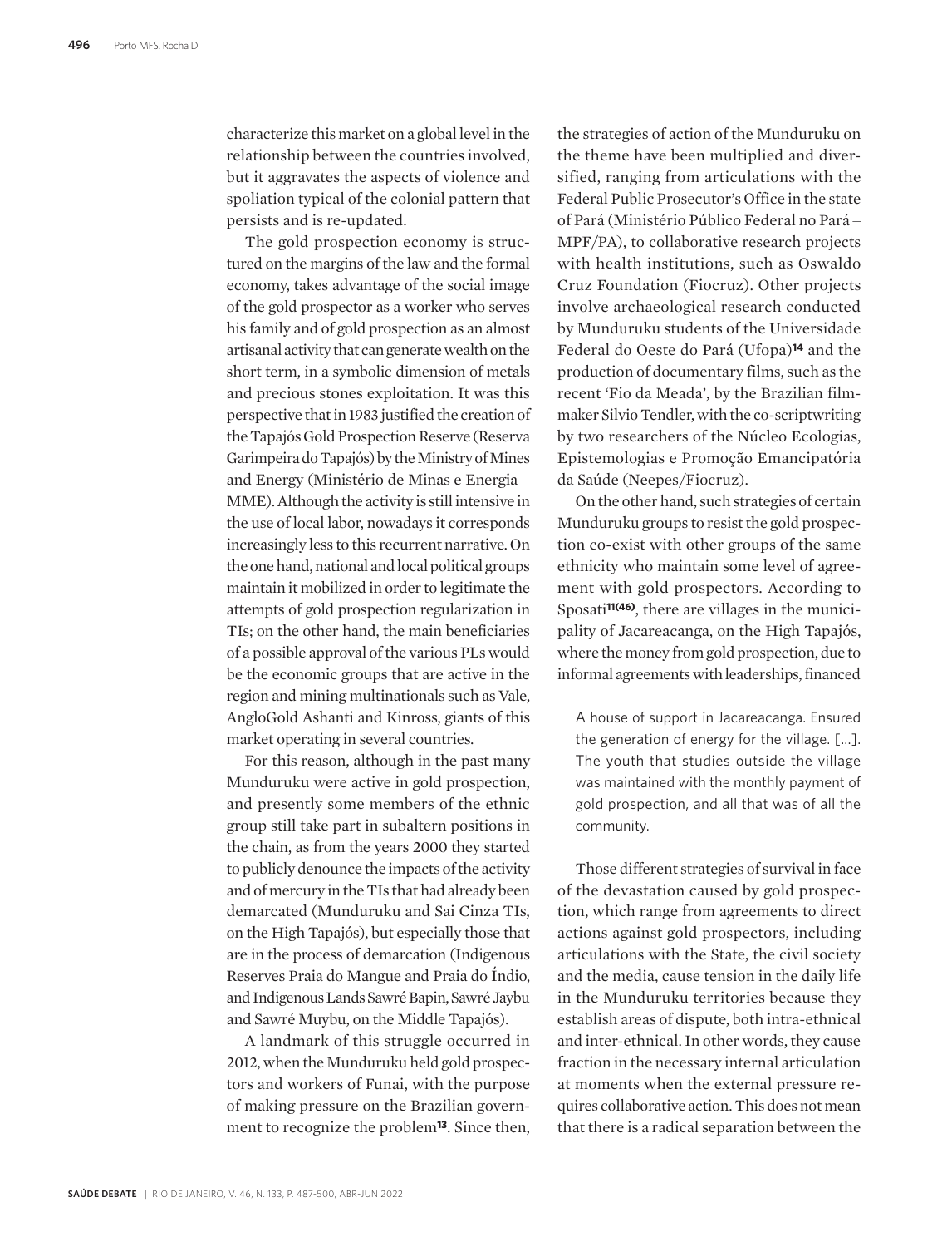characterize this market on a global level in the relationship between the countries involved, but it aggravates the aspects of violence and spoliation typical of the colonial pattern that persists and is re-updated.

The gold prospection economy is structured on the margins of the law and the formal economy, takes advantage of the social image of the gold prospector as a worker who serves his family and of gold prospection as an almost artisanal activity that can generate wealth on the short term, in a symbolic dimension of metals and precious stones exploitation. It was this perspective that in 1983 justified the creation of the Tapajós Gold Prospection Reserve (Reserva Garimpeira do Tapajós) by the Ministry of Mines and Energy (Ministério de Minas e Energia – MME). Although the activity is still intensive in the use of local labor, nowadays it corresponds increasingly less to this recurrent narrative. On the one hand, national and local political groups maintain it mobilized in order to legitimate the attempts of gold prospection regularization in TIs; on the other hand, the main beneficiaries of a possible approval of the various PLs would be the economic groups that are active in the region and mining multinationals such as Vale, AngloGold Ashanti and Kinross, giants of this market operating in several countries.

For this reason, although in the past many Munduruku were active in gold prospection, and presently some members of the ethnic group still take part in subaltern positions in the chain, as from the years 2000 they started to publicly denounce the impacts of the activity and of mercury in the TIs that had already been demarcated (Munduruku and Sai Cinza TIs, on the High Tapajós), but especially those that are in the process of demarcation (Indigenous Reserves Praia do Mangue and Praia do Índio, and Indigenous Lands Sawré Bapin, Sawré Jaybu and Sawré Muybu, on the Middle Tapajós).

A landmark of this struggle occurred in 2012, when the Munduruku held gold prospectors and workers of Funai, with the purpose of making pressure on the Brazilian government to recognize the problem[13]. Since then, the strategies of action of the Munduruku on the theme have been multiplied and diversified, ranging from articulations with the Federal Public Prosecutor's Office in the state of Pará (Ministério Público Federal no Pará – MPF/PA), to collaborative research projects with health institutions, such as Oswaldo Cruz Foundation (Fiocruz). Other projects involve archaeological research conducted by Munduruku students of the Universidade Federal do Oeste do Pará (Ufopa)[14] and the production of documentary films, such as the recent 'Fio da Meada', by the Brazilian filmmaker Silvio Tendler, with the co-scriptwriting by two researchers of the Núcleo Ecologias, Epistemologias e Promoção Emancipatória da Saúde (Neepes/Fiocruz).

On the other hand, such strategies of certain Munduruku groups to resist the gold prospection co-exist with other groups of the same ethnicity who maintain some level of agreement with gold prospectors. According to Sposati[11(46)], there are villages in the municipality of Jacareacanga, on the High Tapajós, where the money from gold prospection, due to informal agreements with leaderships, financed

> A house of support in Jacareacanga. Ensured the generation of energy for the village. [...]. The youth that studies outside the village was maintained with the monthly payment of gold prospection, and all that was of all the community.

Those different strategies of survival in face of the devastation caused by gold prospection, which range from agreements to direct actions against gold prospectors, including articulations with the State, the civil society and the media, cause tension in the daily life in the Munduruku territories because they establish areas of dispute, both intra-ethnical and inter-ethnical. In other words, they cause fraction in the necessary internal articulation at moments when the external pressure requires collaborative action. This does not mean that there is a radical separation between the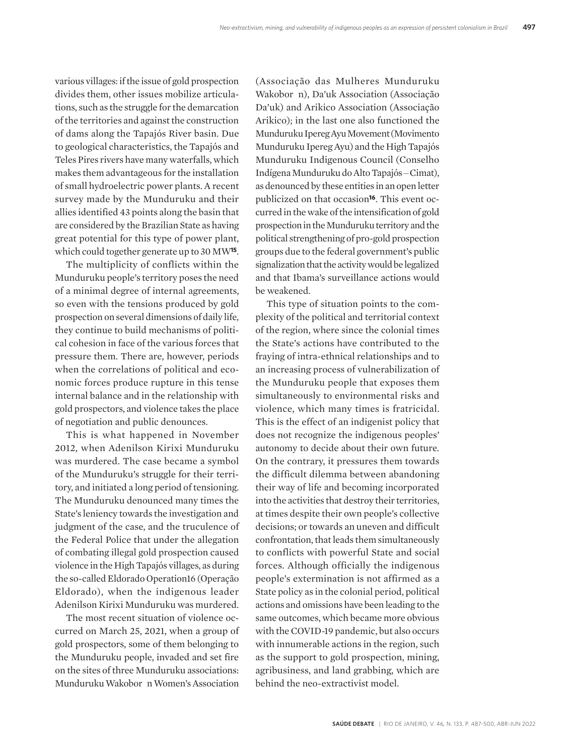various villages: if the issue of gold prospection divides them, other issues mobilize articulations, such as the struggle for the demarcation of the territories and against the construction of dams along the Tapajós River basin. Due to geological characteristics, the Tapajós and Teles Pires rivers have many waterfalls, which makes them advantageous for the installation of small hydroelectric power plants. A recent survey made by the Munduruku and their allies identified 43 points along the basin that are considered by the Brazilian State as having great potential for this type of power plant, which could together generate up to 30 MW[15].

The multiplicity of conflicts within the Munduruku people's territory poses the need of a minimal degree of internal agreements, so even with the tensions produced by gold prospection on several dimensions of daily life, they continue to build mechanisms of political cohesion in face of the various forces that pressure them. There are, however, periods when the correlations of political and economic forces produce rupture in this tense internal balance and in the relationship with gold prospectors, and violence takes the place of negotiation and public denounces.

This is what happened in November 2012, when Adenilson Kirixi Munduruku was murdered. The case became a symbol of the Munduruku's struggle for their territory, and initiated a long period of tensioning. The Munduruku denounced many times the State's leniency towards the investigation and judgment of the case, and the truculence of the Federal Police that under the allegation of combating illegal gold prospection caused violence in the High Tapajós villages, as during the so-called Eldorado Operation16 (Operação Eldorado), when the indigenous leader Adenilson Kirixi Munduruku was murdered.

The most recent situation of violence occurred on March 25, 2021, when a group of gold prospectors, some of them belonging to the Munduruku people, invaded and set fire on the sites of three Munduruku associations: Munduruku Wakobor n Women's Association (Associação das Mulheres Munduruku Wakobor n), Da'uk Association (Associação Da'uk) and Arikico Association (Associação Arikico); in the last one also functioned the Munduruku Ipereg Ayu Movement (Movimento Munduruku Ipereg Ayu) and the High Tapajós Munduruku Indigenous Council (Conselho Indígena Munduruku do Alto Tapajós – Cimat), as denounced by these entities in an open letter publicized on that occasion[16]. This event occurred in the wake of the intensification of gold prospection in the Munduruku territory and the political strengthening of pro-gold prospection groups due to the federal government's public signalization that the activity would be legalized and that Ibama's surveillance actions would be weakened.

This type of situation points to the complexity of the political and territorial context of the region, where since the colonial times the State's actions have contributed to the fraying of intra-ethnical relationships and to an increasing process of vulnerabilization of the Munduruku people that exposes them simultaneously to environmental risks and violence, which many times is fratricidal. This is the effect of an indigenist policy that does not recognize the indigenous peoples' autonomy to decide about their own future. On the contrary, it pressures them towards the difficult dilemma between abandoning their way of life and becoming incorporated into the activities that destroy their territories, at times despite their own people's collective decisions; or towards an uneven and difficult confrontation, that leads them simultaneously to conflicts with powerful State and social forces. Although officially the indigenous people's extermination is not affirmed as a State policy as in the colonial period, political actions and omissions have been leading to the same outcomes, which became more obvious with the COVID-19 pandemic, but also occurs with innumerable actions in the region, such as the support to gold prospection, mining, agribusiness, and land grabbing, which are behind the neo-extractivist model.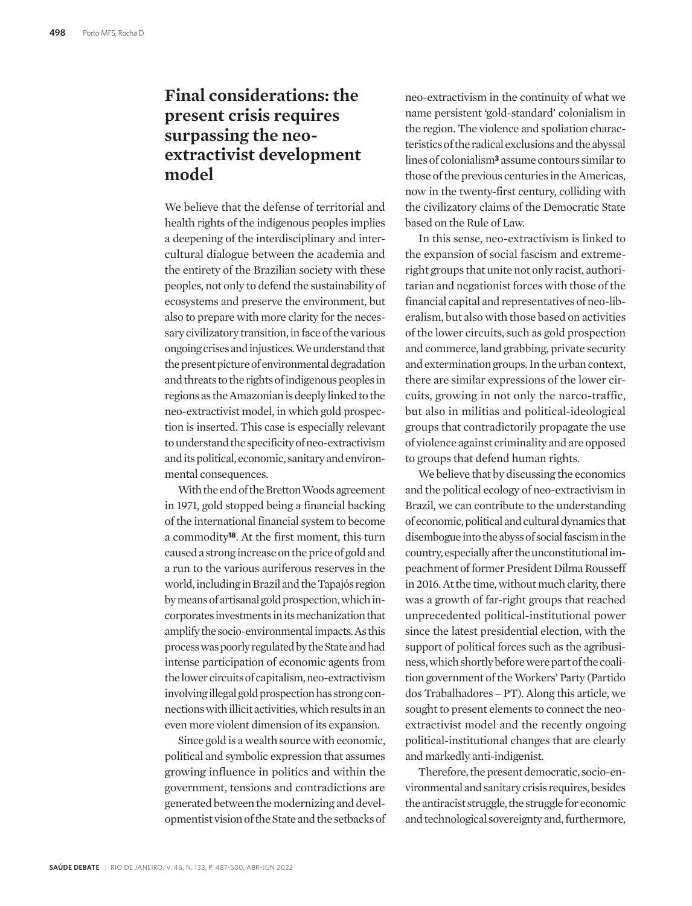## Final considerations: the present crisis requires surpassing the neo-extractivist development model

We believe that the defense of territorial and health rights of the indigenous peoples implies a deepening of the interdisciplinary and intercultural dialogue between the academia and the entirety of the Brazilian society with these peoples, not only to defend the sustainability of ecosystems and preserve the environment, but also to prepare with more clarity for the necessary civilizatory transition, in face of the various ongoing crises and injustices. We understand that the present picture of environmental degradation and threats to the rights of indigenous peoples in regions as the Amazonian is deeply linked to the neo-extractivist model, in which gold prospection is inserted. This case is especially relevant to understand the specificity of neo-extractivism and its political, economic, sanitary and environmental consequences.

With the end of the Bretton Woods agreement in 1971, gold stopped being a financial backing of the international financial system to become a commodity[18]. At the first moment, this turn caused a strong increase on the price of gold and a run to the various auriferous reserves in the world, including in Brazil and the Tapajós region by means of artisanal gold prospection, which incorporates investments in its mechanization that amplify the socio-environmental impacts. As this process was poorly regulated by the State and had intense participation of economic agents from the lower circuits of capitalism, neo-extractivism involving illegal gold prospection has strong connections with illicit activities, which results in an even more violent dimension of its expansion.

Since gold is a wealth source with economic, political and symbolic expression that assumes growing influence in politics and within the government, tensions and contradictions are generated between the modernizing and developmentist vision of the State and the setbacks of neo-extractivism in the continuity of what we name persistent 'gold-standard' colonialism in the region. The violence and spoliation characteristics of the radical exclusions and the abyssal lines of colonialism[3] assume contours similar to those of the previous centuries in the Americas, now in the twenty-first century, colliding with the civilizatory claims of the Democratic State based on the Rule of Law.

In this sense, neo-extractivism is linked to the expansion of social fascism and extreme-right groups that unite not only racist, authoritarian and negationist forces with those of the financial capital and representatives of neo-liberalism, but also with those based on activities of the lower circuits, such as gold prospection and commerce, land grabbing, private security and extermination groups. In the urban context, there are similar expressions of the lower circuits, growing in not only the narco-traffic, but also in militias and political-ideological groups that contradictorily propagate the use of violence against criminality and are opposed to groups that defend human rights.

We believe that by discussing the economics and the political ecology of neo-extractivism in Brazil, we can contribute to the understanding of economic, political and cultural dynamics that disembogue into the abyss of social fascism in the country, especially after the unconstitutional impeachment of former President Dilma Rousseff in 2016. At the time, without much clarity, there was a growth of far-right groups that reached unprecedented political-institutional power since the latest presidential election, with the support of political forces such as the agribusiness, which shortly before were part of the coalition government of the Workers' Party (Partido dos Trabalhadores – PT). Along this article, we sought to present elements to connect the neo-extractivist model and the recently ongoing political-institutional changes that are clearly and markedly anti-indigenist.

Therefore, the present democratic, socio-environmental and sanitary crisis requires, besides the antiracist struggle, the struggle for economic and technological sovereignty and, furthermore,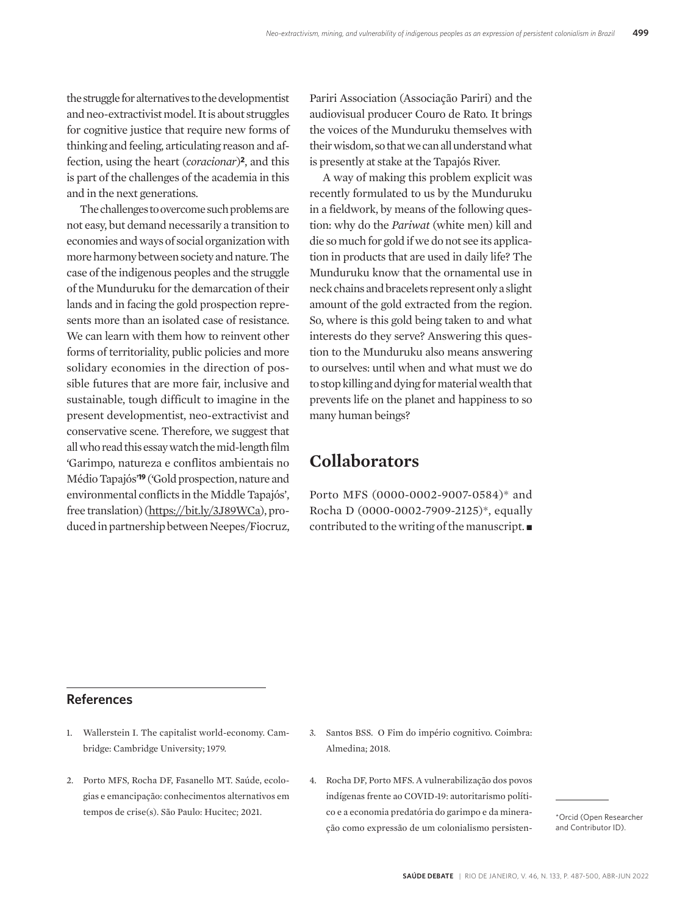the struggle for alternatives to the developmentist and neo-extractivist model. It is about struggles for cognitive justice that require new forms of thinking and feeling, articulating reason and affection, using the heart (*coracionar*)[2], and this is part of the challenges of the academia in this and in the next generations.

The challenges to overcome such problems are not easy, but demand necessarily a transition to economies and ways of social organization with more harmony between society and nature. The case of the indigenous peoples and the struggle of the Munduruku for the demarcation of their lands and in facing the gold prospection represents more than an isolated case of resistance. We can learn with them how to reinvent other forms of territoriality, public policies and more solidary economies in the direction of possible futures that are more fair, inclusive and sustainable, tough difficult to imagine in the present developmentist, neo-extractivist and conservative scene. Therefore, we suggest that all who read this essay watch the mid-length film 'Garimpo, natureza e conflitos ambientais no Médio Tapajós'[19] ('Gold prospection, nature and environmental conflicts in the Middle Tapajós', free translation) (https://bit.ly/3J89WCa), produced in partnership between Neepes/Fiocruz, Pariri Association (Associação Pariri) and the audiovisual producer Couro de Rato. It brings the voices of the Munduruku themselves with their wisdom, so that we can all understand what is presently at stake at the Tapajós River.

A way of making this problem explicit was recently formulated to us by the Munduruku in a fieldwork, by means of the following question: why do the *Pariwat* (white men) kill and die so much for gold if we do not see its application in products that are used in daily life? The Munduruku know that the ornamental use in neck chains and bracelets represent only a slight amount of the gold extracted from the region. So, where is this gold being taken to and what interests do they serve? Answering this question to the Munduruku also means answering to ourselves: until when and what must we do to stop killing and dying for material wealth that prevents life on the planet and happiness to so many human beings?

## Collaborators

Porto MFS (0000-0002-9007-0584)* and Rocha D (0000-0002-7909-2125)*, equally contributed to the writing of the manuscript. ■

## References

1. Wallerstein I. The capitalist world-economy. Cambridge: Cambridge University; 1979.
2. Porto MFS, Rocha DF, Fasanello MT. Saúde, ecologias e emancipação: conhecimentos alternativos em tempos de crise(s). São Paulo: Hucitec; 2021.
3. Santos BSS. O Fim do império cognitivo. Coimbra: Almedina; 2018.
4. Rocha DF, Porto MFS. A vulnerabilização dos povos indígenas frente ao COVID-19: autoritarismo político e a economia predatória do garimpo e da mineração como expressão de um colonialismo persisten-

*Orcid (Open Researcher and Contributor ID).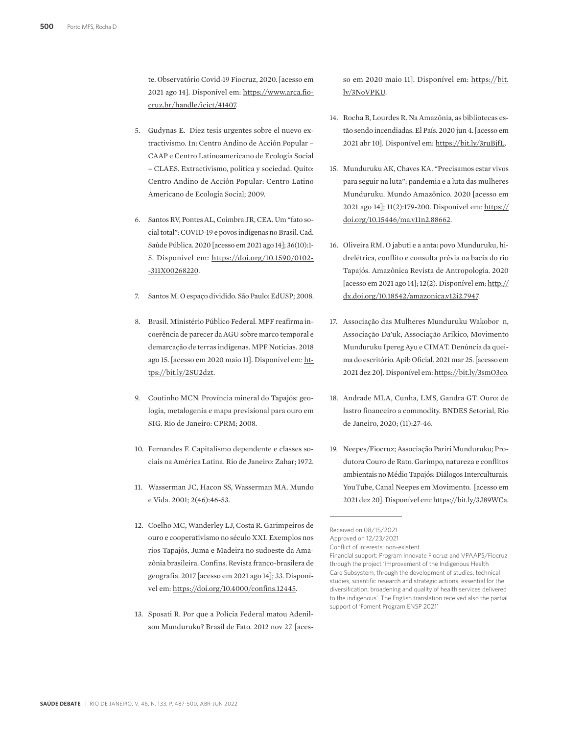te. Observatório Covid-19 Fiocruz, 2020. [acesso em 2021 ago 14]. Disponível em: https://www.arca.fiocruz.br/handle/icict/41407.

5. Gudynas E. Diez tesis urgentes sobre el nuevo extractivismo. In: Centro Andino de Acción Popular – CAAP e Centro Latinoamericano de Ecología Social – CLAES. Extractivismo, política y sociedad. Quito: Centro Andino de Acción Popular: Centro Latino Americano de Ecología Social; 2009.

6. Santos RV, Pontes AL, Coimbra JR, CEA. Um "fato social total": COVID-19 e povos indígenas no Brasil. Cad. Saúde Pública. 2020 [acesso em 2021 ago 14]; 36(10):1-5. Disponível em: https://doi.org/10.1590/0102-311X00268220.

7. Santos M. O espaço dividido. São Paulo: EdUSP; 2008.

8. Brasil. Ministério Público Federal. MPF reafirma incoerência de parecer da AGU sobre marco temporal e demarcação de terras indígenas. MPF Notícias. 2018 ago 15. [acesso em 2020 maio 11]. Disponível em: https://bit.ly/2SU2dzt.

9. Coutinho MCN. Província mineral do Tapajós: geologia, metalogenia e mapa previsional para ouro em SIG. Rio de Janeiro: CPRM; 2008.

10. Fernandes F. Capitalismo dependente e classes sociais na América Latina. Rio de Janeiro: Zahar; 1972.

11. Wasserman JC, Hacon SS, Wasserman MA. Mundo e Vida. 2001; 2(46):46-53.

12. Coelho MC, Wanderley LJ, Costa R. Garimpeiros de ouro e cooperativismo no século XXI. Exemplos nos rios Tapajós, Juma e Madeira no sudoeste da Amazônia brasileira. Confins. Revista franco-brasilera de geografia. 2017 [acesso em 2021 ago 14]; 33. Disponível em: https://doi.org/10.4000/confins.12445.

13. Sposati R. Por que a Polícia Federal matou Adenilson Munduruku? Brasil de Fato. 2012 nov 27. [acesso em 2020 maio 11]. Disponível em: https://bit.ly/3NoVPKU.

14. Rocha B, Lourdes R. Na Amazônia, as bibliotecas estão sendo incendiadas. El País. 2020 jun 4. [acesso em 2021 abr 10]. Disponível em: https://bit.ly/3ruBjfL.

15. Munduruku AK, Chaves KA. "Precisamos estar vivos para seguir na luta": pandemia e a luta das mulheres Munduruku. Mundo Amazônico. 2020 [acesso em 2021 ago 14]; 11(2):179-200. Disponível em: https://doi.org/10.15446/ma.v11n2.88662.

16. Oliveira RM. O jabuti e a anta: povo Munduruku, hidrelétrica, conflito e consulta prévia na bacia do rio Tapajós. Amazônica Revista de Antropologia. 2020 [acesso em 2021 ago 14]; 12(2). Disponível em: http://dx.doi.org/10.18542/amazonica.v12i2.7947.

17. Associação das Mulheres Munduruku Wakobor n, Associação Da'uk, Associação Arikico, Movimento Munduruku Ipereg Ayu e CIMAT. Denúncia da queima do escritório. Apib Oficial. 2021 mar 25. [acesso em 2021 dez 20]. Disponível em: https://bit.ly/3smO3co.

18. Andrade MLA, Cunha, LMS, Gandra GT. Ouro: de lastro financeiro a commodity. BNDES Setorial, Rio de Janeiro, 2020; (11):27-46.

19. Neepes/Fiocruz; Associação Pariri Munduruku; Produtora Couro de Rato. Garimpo, natureza e conflitos ambientais no Médio Tapajós: Diálogos Interculturais. YouTube, Canal Neepes em Movimento. [acesso em 2021 dez 20]. Disponível em: https://bit.ly/3J89WCa.

---

Received on 08/15/2021
Approved on 12/23/2021
Conflict of interests: non-existent
Financial support: Program Innovate Fiocruz and VPAAPS/Fiocruz through the project 'Improvement of the Indigenous Health Care Subsystem, through the development of studies, technical studies, scientific research and strategic actions, essential for the diversification, broadening and quality of health services delivered to the indigenous'. The English translation received also the partial support of 'Foment Program ENSP 2021'